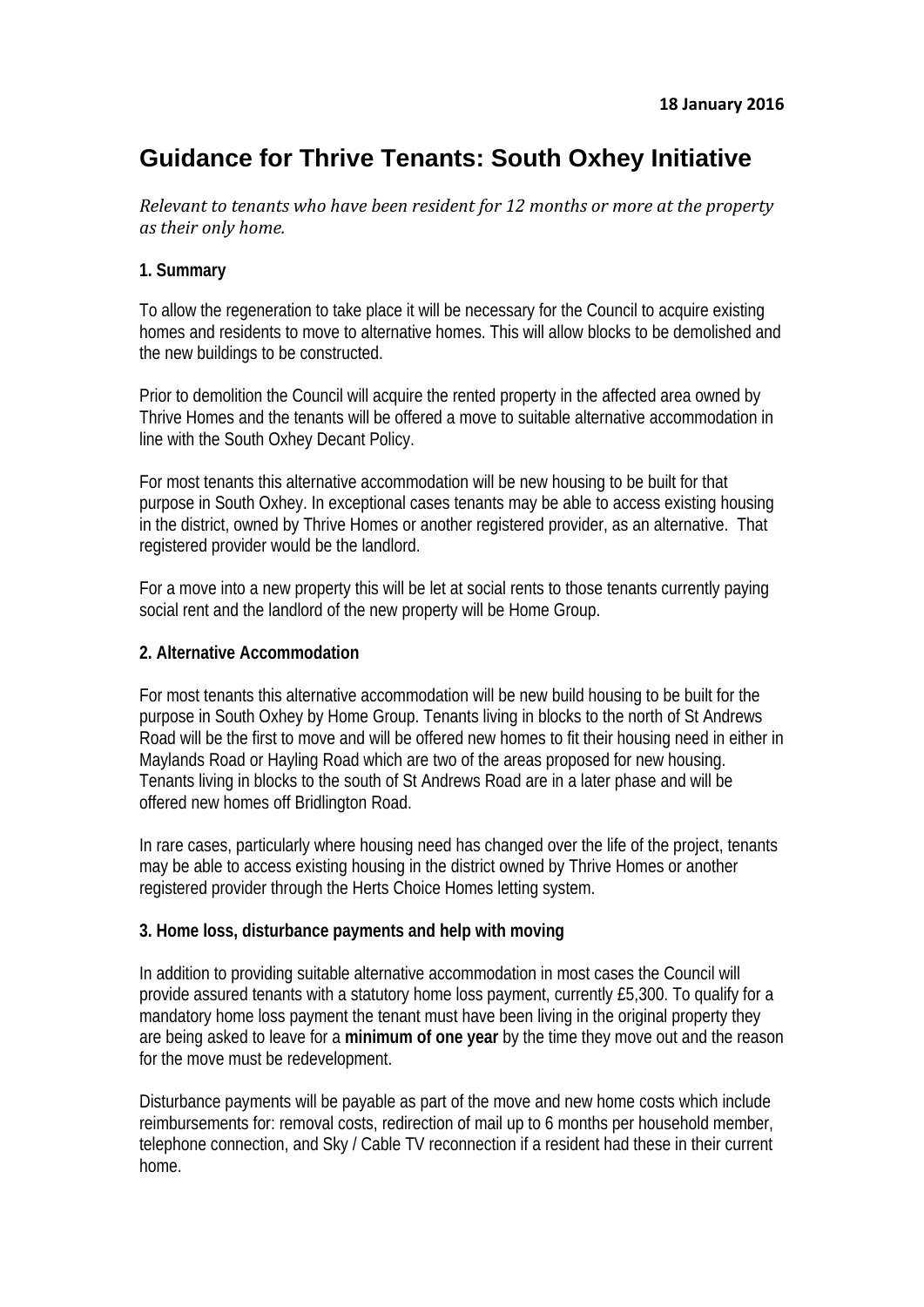**18 January 2016**

# Guidance for Thrive Tenants: South Oxhey Initiative

*Relevant to tenants who have been resident for 12 months or more at the property as their only home.*

**1. Summary**

To allow the regeneration to take place it will be necessary for the Council to acquire existing homes and residents to move to alternative homes. This will allow blocks to be demolished and the new buildings to be constructed.

Prior to demolition the Council will acquire the rented property in the affected area owned by Thrive Homes and the tenants will be offered a move to suitable alternative accommodation in line with the South Oxhey Decant Policy.

For most tenants this alternative accommodation will be new housing to be built for that purpose in South Oxhey. In exceptional cases tenants may be able to access existing housing in the district, owned by Thrive Homes or another registered provider, as an alternative. That registered provider would be the landlord.

For a move into a new property this will be let at social rents to those tenants currently paying social rent and the landlord of the new property will be Home Group.

**2. Alternative Accommodation**

For most tenants this alternative accommodation will be new build housing to be built for the purpose in South Oxhey by Home Group. Tenants living in blocks to the north of St Andrews Road will be the first to move and will be offered new homes to fit their housing need in either in Maylands Road or Hayling Road which are two of the areas proposed for new housing. Tenants living in blocks to the south of St Andrews Road are in a later phase and will be offered new homes off Bridlington Road.

In rare cases, particularly where housing need has changed over the life of the project, tenants may be able to access existing housing in the district owned by Thrive Homes or another registered provider through the Herts Choice Homes letting system.

**3. Home loss, disturbance payments and help with moving**

In addition to providing suitable alternative accommodation in most cases the Council will provide assured tenants with a statutory home loss payment, currently £5,300. To qualify for a mandatory home loss payment the tenant must have been living in the original property they are being asked to leave for a **minimum of one year** by the time they move out and the reason for the move must be redevelopment.

Disturbance payments will be payable as part of the move and new home costs which include reimbursements for: removal costs, redirection of mail up to 6 months per household member, telephone connection, and Sky / Cable TV reconnection if a resident had these in their current home.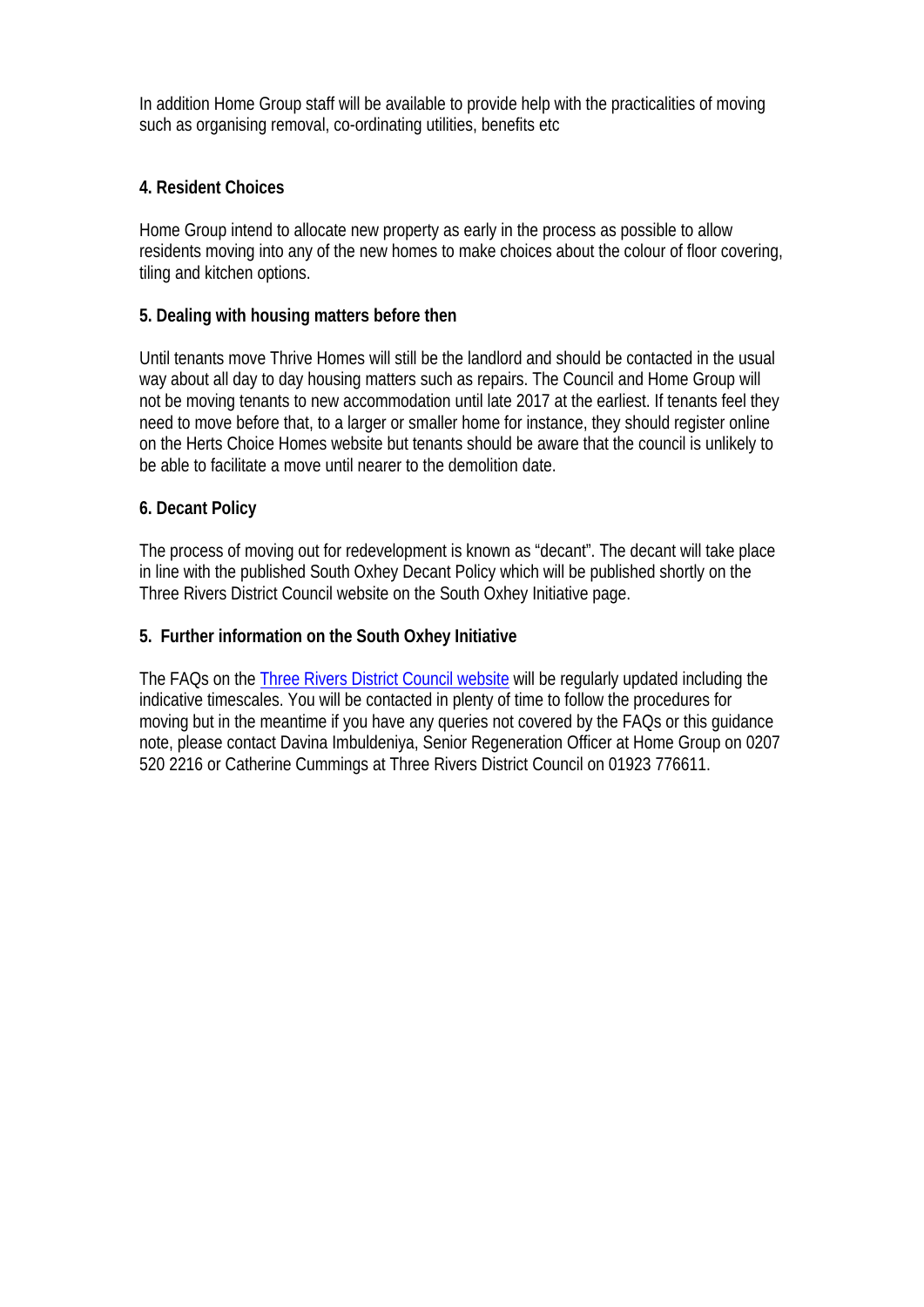In addition Home Group staff will be available to provide help with the practicalities of moving such as organising removal, co-ordinating utilities, benefits etc

### 4. Resident Choices

Home Group intend to allocate new property as early in the process as possible to allow residents moving into any of the new homes to make choices about the colour of floor covering, tiling and kitchen options.

### 5. Dealing with housing matters before then

Until tenants move Thrive Homes will still be the landlord and should be contacted in the usual way about all day to day housing matters such as repairs. The Council and Home Group will not be moving tenants to new accommodation until late 2017 at the earliest. If tenants feel they need to move before that, to a larger or smaller home for instance, they should register online on the Herts Choice Homes website but tenants should be aware that the council is unlikely to be able to facilitate a move until nearer to the demolition date.

### 6. Decant Policy

The process of moving out for redevelopment is known as "decant". The decant will take place in line with the published South Oxhey Decant Policy which will be published shortly on the Three Rivers District Council website on the South Oxhey Initiative page.

### 5. Further information on the South Oxhey Initiative

The FAQs on the Three Rivers District Council website will be regularly updated including the indicative timescales. You will be contacted in plenty of time to follow the procedures for moving but in the meantime if you have any queries not covered by the FAQs or this guidance note, please contact Davina Imbuldeniya, Senior Regeneration Officer at Home Group on 0207 520 2216 or Catherine Cummings at Three Rivers District Council on 01923 776611.